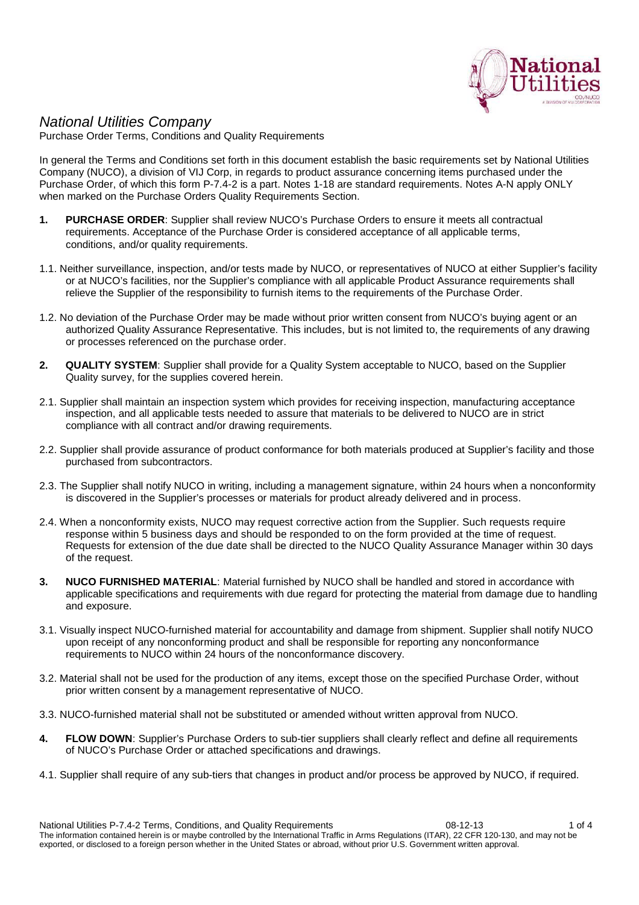# *National Utilities Company*

Purchase Order Terms, Conditions and Quality Requirements

In general the Terms and Conditions set forth in this document establish the basic requirements set by National Utilities Company (NUCO), a division of VIJ Corp, in regards to product assurance concerning items purchased under the Purchase Order, of which this form P-7.4-2 is a part. Notes 1-18 are standard requirements. Notes A-N apply ONLY when marked on the Purchase Orders Quality Requirements Section.

**1. PURCHASE ORDER**: Supplier shall review NUCO's Purchase Orders to ensure it meets all contractual requirements. Acceptance of the Purchase Order is considered acceptance of all applicable terms, conditions, and/or quality requirements.

1.1. Neither surveillance, inspection, and/or tests made by NUCO, or representatives of NUCO at either Supplier's facility or at NUCO's facilities, nor the Supplier's compliance with all applicable Product Assurance requirements shall relieve the Supplier of the responsibility to furnish items to the requirements of the Purchase Order.

1.2. No deviation of the Purchase Order may be made without prior written consent from NUCO's buying agent or an authorized Quality Assurance Representative. This includes, but is not limited to, the requirements of any drawing or processes referenced on the purchase order.

**2. QUALITY SYSTEM**: Supplier shall provide for a Quality System acceptable to NUCO, based on the Supplier Quality survey, for the supplies covered herein.

2.1. Supplier shall maintain an inspection system which provides for receiving inspection, manufacturing acceptance inspection, and all applicable tests needed to assure that materials to be delivered to NUCO are in strict compliance with all contract and/or drawing requirements.

2.2. Supplier shall provide assurance of product conformance for both materials produced at Supplier's facility and those purchased from subcontractors.

2.3. The Supplier shall notify NUCO in writing, including a management signature, within 24 hours when a nonconformity is discovered in the Supplier's processes or materials for product already delivered and in process.

2.4. When a nonconformity exists, NUCO may request corrective action from the Supplier. Such requests require response within 5 business days and should be responded to on the form provided at the time of request. Requests for extension of the due date shall be directed to the NUCO Quality Assurance Manager within 30 days of the request.

**3. NUCO FURNISHED MATERIAL**: Material furnished by NUCO shall be handled and stored in accordance with applicable specifications and requirements with due regard for protecting the material from damage due to handling and exposure.

3.1. Visually inspect NUCO-furnished material for accountability and damage from shipment. Supplier shall notify NUCO upon receipt of any nonconforming product and shall be responsible for reporting any nonconformance requirements to NUCO within 24 hours of the nonconformance discovery.

3.2. Material shall not be used for the production of any items, except those on the specified Purchase Order, without prior written consent by a management representative of NUCO.

3.3. NUCO-furnished material shall not be substituted or amended without written approval from NUCO.

**4. FLOW DOWN**: Supplier's Purchase Orders to sub-tier suppliers shall clearly reflect and define all requirements of NUCO's Purchase Order or attached specifications and drawings.

4.1. Supplier shall require of any sub-tiers that changes in product and/or process be approved by NUCO, if required.

The information contained herein is or maybe controlled by the International Traffic in Arms Regulations (ITAR), 22 CFR 120-130, and may not be exported, or disclosed to a foreign person whether in the United States or abroad, without prior U.S. Government written approval.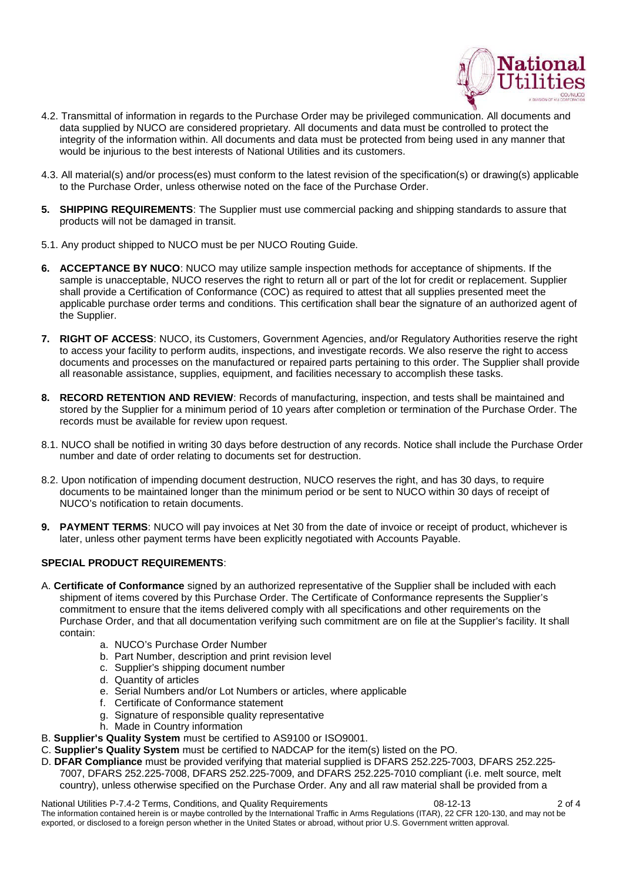4.2. Transmittal of information in regards to the Purchase Order may be privileged communication. All documents and data supplied by NUCO are considered proprietary. All documents and data must be controlled to protect the integrity of the information within. All documents and data must be protected from being used in any manner that would be injurious to the best interests of National Utilities and its customers.

4.3. All material(s) and/or process(es) must conform to the latest revision of the specification(s) or drawing(s) applicable to the Purchase Order, unless otherwise noted on the face of the Purchase Order.

**5. SHIPPING REQUIREMENTS**: The Supplier must use commercial packing and shipping standards to assure that products will not be damaged in transit.

5.1. Any product shipped to NUCO must be per NUCO Routing Guide.

**6. ACCEPTANCE BY NUCO**: NUCO may utilize sample inspection methods for acceptance of shipments. If the sample is unacceptable, NUCO reserves the right to return all or part of the lot for credit or replacement. Supplier shall provide a Certification of Conformance (COC) as required to attest that all supplies presented meet the applicable purchase order terms and conditions. This certification shall bear the signature of an authorized agent of the Supplier.

**7. RIGHT OF ACCESS**: NUCO, its Customers, Government Agencies, and/or Regulatory Authorities reserve the right to access your facility to perform audits, inspections, and investigate records. We also reserve the right to access documents and processes on the manufactured or repaired parts pertaining to this order. The Supplier shall provide all reasonable assistance, supplies, equipment, and facilities necessary to accomplish these tasks.

**8. RECORD RETENTION AND REVIEW**: Records of manufacturing, inspection, and tests shall be maintained and stored by the Supplier for a minimum period of 10 years after completion or termination of the Purchase Order. The records must be available for review upon request.

8.1. NUCO shall be notified in writing 30 days before destruction of any records. Notice shall include the Purchase Order number and date of order relating to documents set for destruction.

8.2. Upon notification of impending document destruction, NUCO reserves the right, and has 30 days, to require documents to be maintained longer than the minimum period or be sent to NUCO within 30 days of receipt of NUCO's notification to retain documents.

**9. PAYMENT TERMS**: NUCO will pay invoices at Net 30 from the date of invoice or receipt of product, whichever is later, unless other payment terms have been explicitly negotiated with Accounts Payable.

**SPECIAL PRODUCT REQUIREMENTS**:

A. **Certificate of Conformance** signed by an authorized representative of the Supplier shall be included with each shipment of items covered by this Purchase Order. The Certificate of Conformance represents the Supplier's commitment to ensure that the items delivered comply with all specifications and other requirements on the Purchase Order, and that all documentation verifying such commitment are on file at the Supplier's facility. It shall contain:

   a. NUCO's Purchase Order Number
   b. Part Number, description and print revision level
   c. Supplier's shipping document number
   d. Quantity of articles
   e. Serial Numbers and/or Lot Numbers or articles, where applicable
   f. Certificate of Conformance statement
   g. Signature of responsible quality representative
   h. Made in Country information

B. **Supplier's Quality System** must be certified to AS9100 or ISO9001.

C. **Supplier's Quality System** must be certified to NADCAP for the item(s) listed on the PO.

D. **DFAR Compliance** must be provided verifying that material supplied is DFARS 252.225-7003, DFARS 252.225-7007, DFARS 252.225-7008, DFARS 252.225-7009, and DFARS 252.225-7010 compliant (i.e. melt source, melt country), unless otherwise specified on the Purchase Order. Any and all raw material shall be provided from a

National Utilities P-7.4-2 Terms, Conditions, and Quality Requirements 08-12-13

The information contained herein is or maybe controlled by the International Traffic in Arms Regulations (ITAR), 22 CFR 120-130, and may not be exported, or disclosed to a foreign person whether in the United States or abroad, without prior U.S. Government written approval.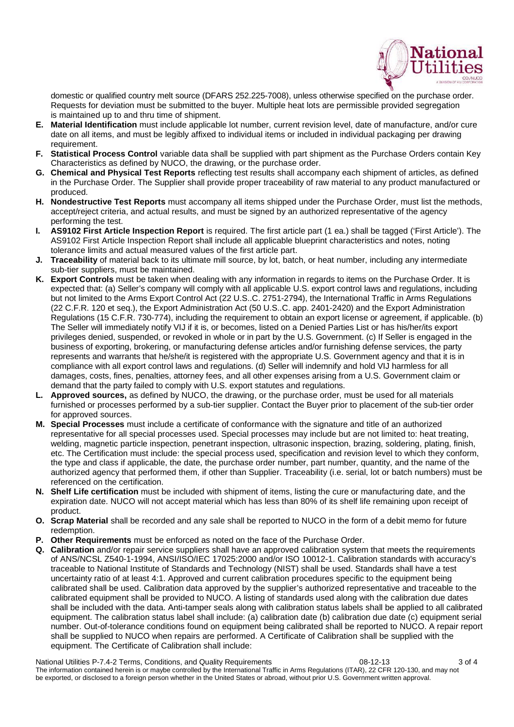domestic or qualified country melt source (DFARS 252.225-7008), unless otherwise specified on the purchase order. Requests for deviation must be submitted to the buyer. Multiple heat lots are permissible provided segregation is maintained up to and thru time of shipment.

- **E. Material Identification** must include applicable lot number, current revision level, date of manufacture, and/or cure date on all items, and must be legibly affixed to individual items or included in individual packaging per drawing requirement.
- **F. Statistical Process Control** variable data shall be supplied with part shipment as the Purchase Orders contain Key Characteristics as defined by NUCO, the drawing, or the purchase order.
- **G. Chemical and Physical Test Reports** reflecting test results shall accompany each shipment of articles, as defined in the Purchase Order. The Supplier shall provide proper traceability of raw material to any product manufactured or produced.
- **H. Nondestructive Test Reports** must accompany all items shipped under the Purchase Order, must list the methods, accept/reject criteria, and actual results, and must be signed by an authorized representative of the agency performing the test.
- **I. AS9102 First Article Inspection Report** is required. The first article part (1 ea.) shall be tagged ('First Article'). The AS9102 First Article Inspection Report shall include all applicable blueprint characteristics and notes, noting tolerance limits and actual measured values of the first article part.
- **J. Traceability** of material back to its ultimate mill source, by lot, batch, or heat number, including any intermediate sub-tier suppliers, must be maintained.
- **K. Export Controls** must be taken when dealing with any information in regards to items on the Purchase Order. It is expected that: (a) Seller's company will comply with all applicable U.S. export control laws and regulations, including but not limited to the Arms Export Control Act (22 U.S..C. 2751-2794), the International Traffic in Arms Regulations (22 C.F.R. 120 et seq.), the Export Administration Act (50 U.S..C. app. 2401-2420) and the Export Administration Regulations (15 C.F.R. 730-774), including the requirement to obtain an export license or agreement, if applicable. (b) The Seller will immediately notify VIJ if it is, or becomes, listed on a Denied Parties List or has his/her/its export privileges denied, suspended, or revoked in whole or in part by the U.S. Government. (c) If Seller is engaged in the business of exporting, brokering, or manufacturing defense articles and/or furnishing defense services, the party represents and warrants that he/she/it is registered with the appropriate U.S. Government agency and that it is in compliance with all export control laws and regulations. (d) Seller will indemnify and hold VIJ harmless for all damages, costs, fines, penalties, attorney fees, and all other expenses arising from a U.S. Government claim or demand that the party failed to comply with U.S. export statutes and regulations.
- **L. Approved sources,** as defined by NUCO, the drawing, or the purchase order, must be used for all materials furnished or processes performed by a sub-tier supplier. Contact the Buyer prior to placement of the sub-tier order for approved sources.
- **M. Special Processes** must include a certificate of conformance with the signature and title of an authorized representative for all special processes used. Special processes may include but are not limited to: heat treating, welding, magnetic particle inspection, penetrant inspection, ultrasonic inspection, brazing, soldering, plating, finish, etc. The Certification must include: the special process used, specification and revision level to which they conform, the type and class if applicable, the date, the purchase order number, part number, quantity, and the name of the authorized agency that performed them, if other than Supplier. Traceability (i.e. serial, lot or batch numbers) must be referenced on the certification.
- **N. Shelf Life certification** must be included with shipment of items, listing the cure or manufacturing date, and the expiration date. NUCO will not accept material which has less than 80% of its shelf life remaining upon receipt of product.
- **O. Scrap Material** shall be recorded and any sale shall be reported to NUCO in the form of a debit memo for future redemption.
- **P. Other Requirements** must be enforced as noted on the face of the Purchase Order.
- **Q. Calibration** and/or repair service suppliers shall have an approved calibration system that meets the requirements of ANS/NCSL Z540-1-1994, ANSI/ISO/IEC 17025:2000 and/or ISO 10012-1. Calibration standards with accuracy's traceable to National Institute of Standards and Technology (NIST) shall be used. Standards shall have a test uncertainty ratio of at least 4:1. Approved and current calibration procedures specific to the equipment being calibrated shall be used. Calibration data approved by the supplier's authorized representative and traceable to the calibrated equipment shall be provided to NUCO. A listing of standards used along with the calibration due dates shall be included with the data. Anti-tamper seals along with calibration status labels shall be applied to all calibrated equipment. The calibration status label shall include: (a) calibration date (b) calibration due date (c) equipment serial number. Out-of-tolerance conditions found on equipment being calibrated shall be reported to NUCO. A repair report shall be supplied to NUCO when repairs are performed. A Certificate of Calibration shall be supplied with the equipment. The Certificate of Calibration shall include:

The information contained herein is or maybe controlled by the International Traffic in Arms Regulations (ITAR), 22 CFR 120-130, and may not be exported, or disclosed to a foreign person whether in the United States or abroad, without prior U.S. Government written approval.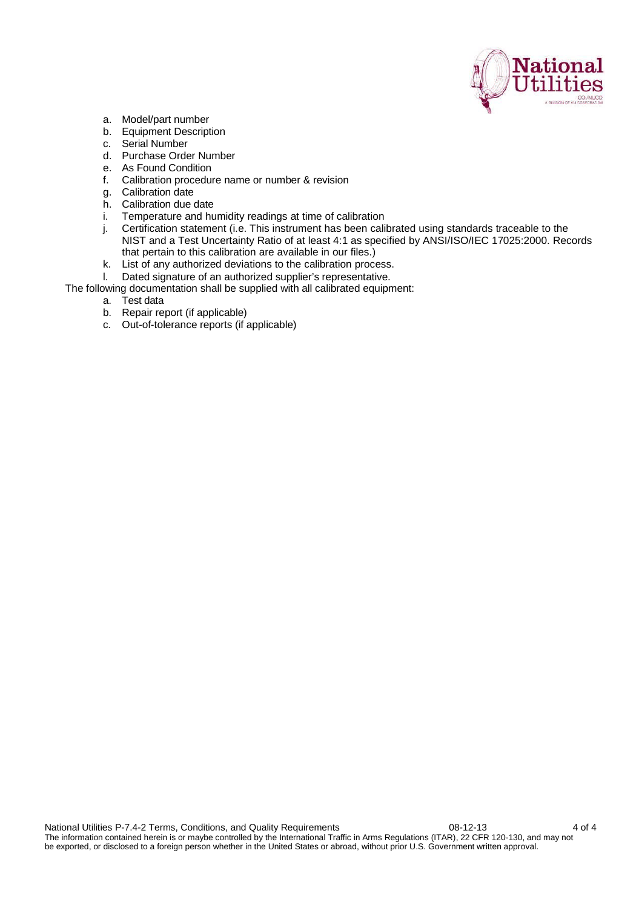a. Model/part number
b. Equipment Description
c. Serial Number
d. Purchase Order Number
e. As Found Condition
f. Calibration procedure name or number & revision
g. Calibration date
h. Calibration due date
i. Temperature and humidity readings at time of calibration
j. Certification statement (i.e. This instrument has been calibrated using standards traceable to the NIST and a Test Uncertainty Ratio of at least 4:1 as specified by ANSI/ISO/IEC 17025:2000. Records that pertain to this calibration are available in our files.)
k. List of any authorized deviations to the calibration process.
l. Dated signature of an authorized supplier's representative.

The following documentation shall be supplied with all calibrated equipment:

a. Test data
b. Repair report (if applicable)
c. Out-of-tolerance reports (if applicable)

The information contained herein is or maybe controlled by the International Traffic in Arms Regulations (ITAR), 22 CFR 120-130, and may not be exported, or disclosed to a foreign person whether in the United States or abroad, without prior U.S. Government written approval.